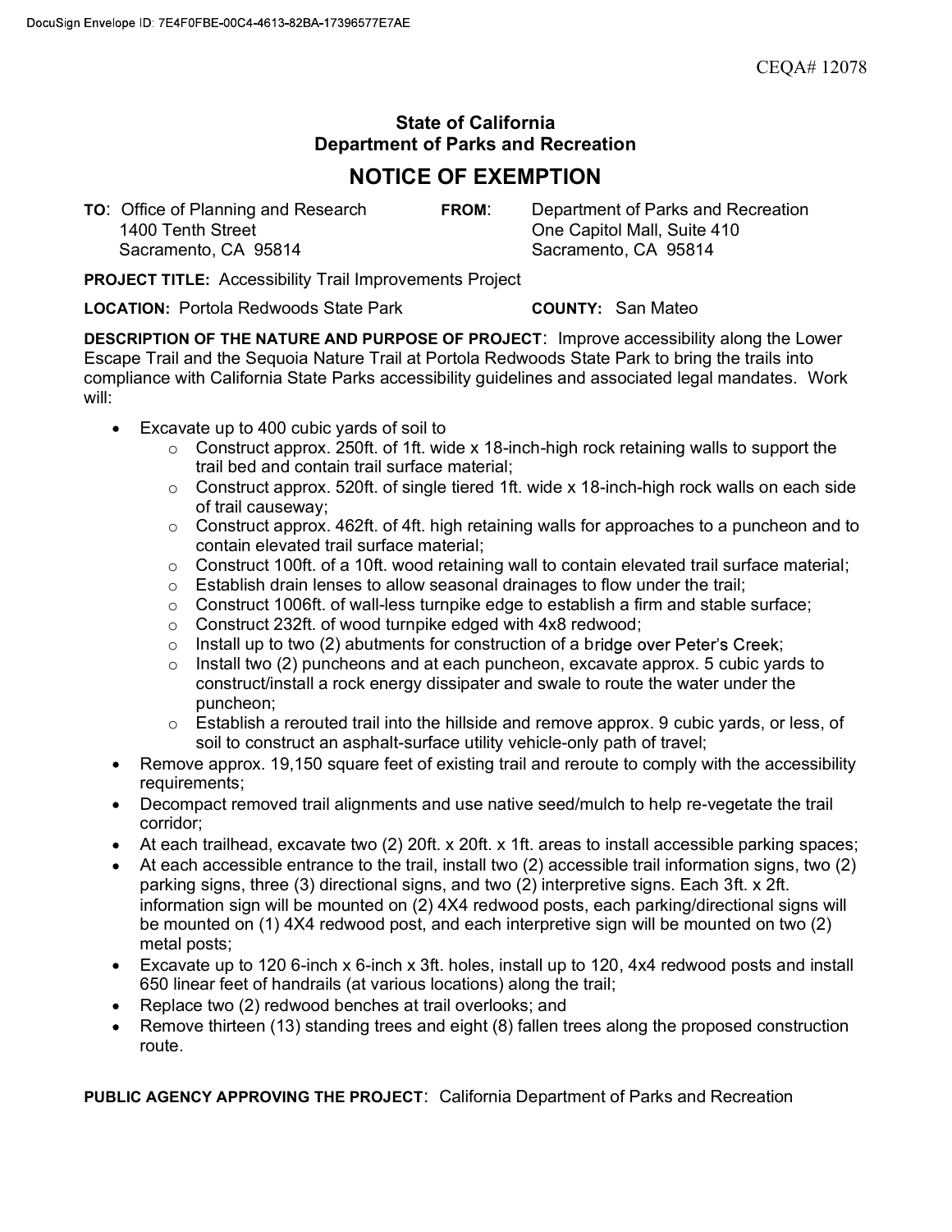CEQA# 12078

**State of California**
**Department of Parks and Recreation**

# NOTICE OF EXEMPTION

**TO**: Office of Planning and Research
1400 Tenth Street
Sacramento, CA 95814

**FROM**: Department of Parks and Recreation
One Capitol Mall, Suite 410
Sacramento, CA 95814

**PROJECT TITLE:** Accessibility Trail Improvements Project

**LOCATION:** Portola Redwoods State Park **COUNTY:** San Mateo

**DESCRIPTION OF THE NATURE AND PURPOSE OF PROJECT**: Improve accessibility along the Lower Escape Trail and the Sequoia Nature Trail at Portola Redwoods State Park to bring the trails into compliance with California State Parks accessibility guidelines and associated legal mandates. Work will:

- Excavate up to 400 cubic yards of soil to
  - Construct approx. 250ft. of 1ft. wide x 18-inch-high rock retaining walls to support the trail bed and contain trail surface material;
  - Construct approx. 520ft. of single tiered 1ft. wide x 18-inch-high rock walls on each side of trail causeway;
  - Construct approx. 462ft. of 4ft. high retaining walls for approaches to a puncheon and to contain elevated trail surface material;
  - Construct 100ft. of a 10ft. wood retaining wall to contain elevated trail surface material;
  - Establish drain lenses to allow seasonal drainages to flow under the trail;
  - Construct 1006ft. of wall-less turnpike edge to establish a firm and stable surface;
  - Construct 232ft. of wood turnpike edged with 4x8 redwood;
  - Install up to two (2) abutments for construction of a bridge over Peter's Creek;
  - Install two (2) puncheons and at each puncheon, excavate approx. 5 cubic yards to construct/install a rock energy dissipater and swale to route the water under the puncheon;
  - Establish a rerouted trail into the hillside and remove approx. 9 cubic yards, or less, of soil to construct an asphalt-surface utility vehicle-only path of travel;
- Remove approx. 19,150 square feet of existing trail and reroute to comply with the accessibility requirements;
- Decompact removed trail alignments and use native seed/mulch to help re-vegetate the trail corridor;
- At each trailhead, excavate two (2) 20ft. x 20ft. x 1ft. areas to install accessible parking spaces;
- At each accessible entrance to the trail, install two (2) accessible trail information signs, two (2) parking signs, three (3) directional signs, and two (2) interpretive signs. Each 3ft. x 2ft. information sign will be mounted on (2) 4X4 redwood posts, each parking/directional signs will be mounted on (1) 4X4 redwood post, and each interpretive sign will be mounted on two (2) metal posts;
- Excavate up to 120 6-inch x 6-inch x 3ft. holes, install up to 120, 4x4 redwood posts and install 650 linear feet of handrails (at various locations) along the trail;
- Replace two (2) redwood benches at trail overlooks; and
- Remove thirteen (13) standing trees and eight (8) fallen trees along the proposed construction route.

**PUBLIC AGENCY APPROVING THE PROJECT**: California Department of Parks and Recreation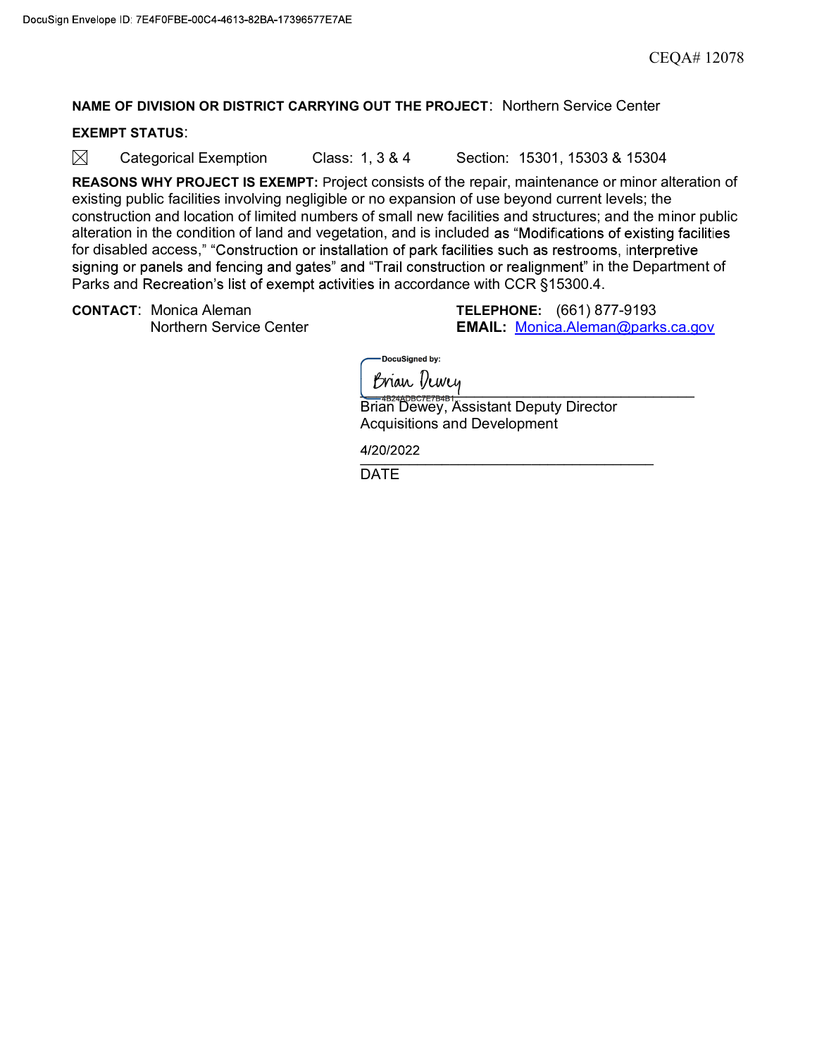CEQA# 12078

**NAME OF DIVISION OR DISTRICT CARRYING OUT THE PROJECT**: Northern Service Center

**EXEMPT STATUS**:

☒ Categorical Exemption Class: 1, 3 & 4 Section: 15301, 15303 & 15304

**REASONS WHY PROJECT IS EXEMPT:** Project consists of the repair, maintenance or minor alteration of existing public facilities involving negligible or no expansion of use beyond current levels; the construction and location of limited numbers of small new facilities and structures; and the minor public alteration in the condition of land and vegetation, and is included as "Modifications of existing facilities for disabled access," "Construction or installation of park facilities such as restrooms, interpretive signing or panels and fencing and gates" and "Trail construction or realignment" in the Department of Parks and Recreation's list of exempt activities in accordance with CCR §15300.4.

**CONTACT**: Monica Aleman
Northern Service Center

**TELEPHONE:** (661) 877-9193
**EMAIL:** Monica.Aleman@parks.ca.gov

DocuSigned by:
Brian Dewey
4B24ADBC7E7B4B1...

Brian Dewey, Assistant Deputy Director
Acquisitions and Development

4/20/2022

DATE